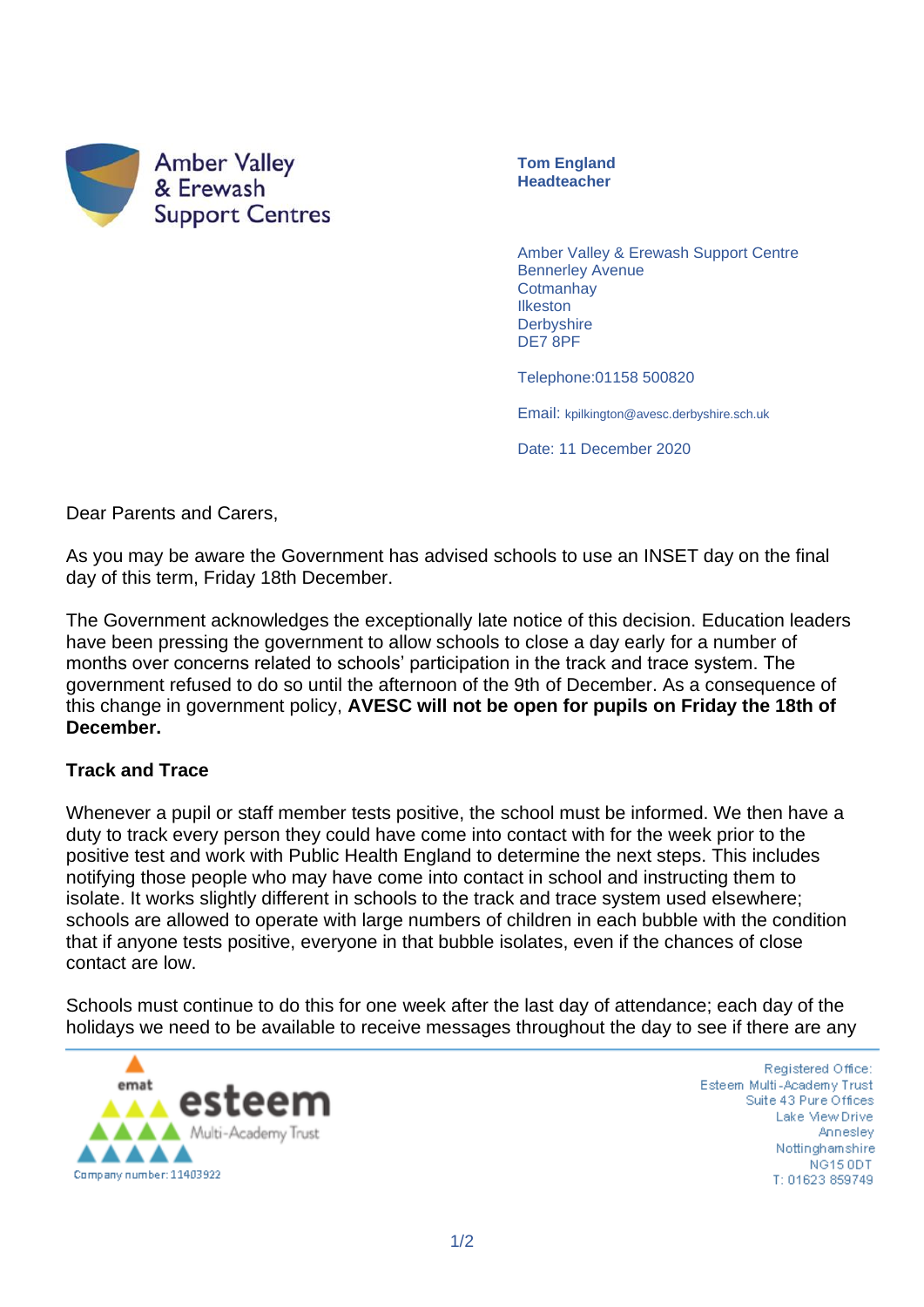Amber Valley & Erewash Support Centres

**Tom England**
**Headteacher**

Amber Valley & Erewash Support Centre
Bennerley Avenue
Cotmanhay
Ilkeston
Derbyshire
DE7 8PF

Telephone:01158 500820

Email: kpilkington@avesc.derbyshire.sch.uk

Date: 11 December 2020

Dear Parents and Carers,

As you may be aware the Government has advised schools to use an INSET day on the final day of this term, Friday 18th December.

The Government acknowledges the exceptionally late notice of this decision. Education leaders have been pressing the government to allow schools to close a day early for a number of months over concerns related to schools' participation in the track and trace system. The government refused to do so until the afternoon of the 9th of December. As a consequence of this change in government policy, **AVESC will not be open for pupils on Friday the 18th of December.**

**Track and Trace**

Whenever a pupil or staff member tests positive, the school must be informed. We then have a duty to track every person they could have come into contact with for the week prior to the positive test and work with Public Health England to determine the next steps. This includes notifying those people who may have come into contact in school and instructing them to isolate. It works slightly different in schools to the track and trace system used elsewhere; schools are allowed to operate with large numbers of children in each bubble with the condition that if anyone tests positive, everyone in that bubble isolates, even if the chances of close contact are low.

Schools must continue to do this for one week after the last day of attendance; each day of the holidays we need to be available to receive messages throughout the day to see if there are any

emat esteem Multi-Academy Trust
Company number: 11403922

Registered Office:
Esteem Multi-Academy Trust
Suite 43 Pure Offices
Lake View Drive
Annesley
Nottinghamshire
NG15 0DT
T: 01623 859749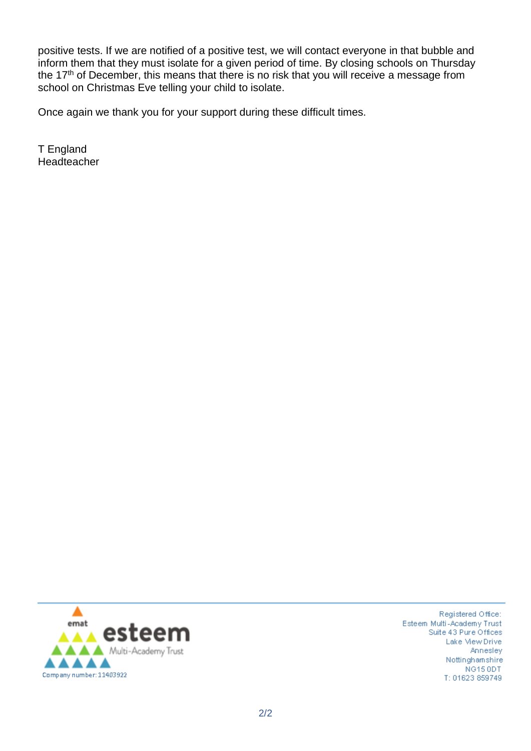positive tests. If we are notified of a positive test, we will contact everyone in that bubble and inform them that they must isolate for a given period of time. By closing schools on Thursday the 17th of December, this means that there is no risk that you will receive a message from school on Christmas Eve telling your child to isolate.

Once again we thank you for your support during these difficult times.

T England
Headteacher

emat esteem Multi-Academy Trust
Company number: 11403922

Registered Office:
Esteem Multi-Academy Trust
Suite 43 Pure Offices
Lake View Drive
Annesley
Nottinghamshire
NG15 0DT
T: 01623 859749